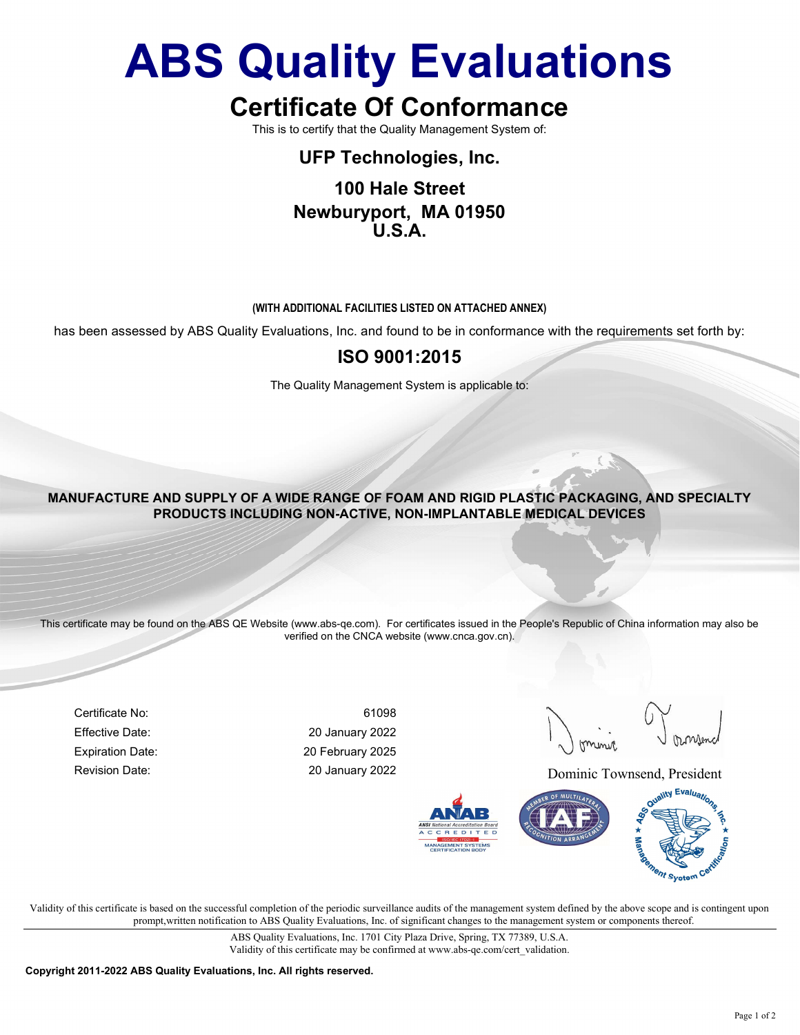# ABS Quality Evaluations

## Certificate Of Conformance

This is to certify that the Quality Management System of:

### UFP Technologies, Inc.

**100 Hale Street**
**Newburyport, MA 01950**
**U.S.A.**

**(WITH ADDITIONAL FACILITIES LISTED ON ATTACHED ANNEX)**

has been assessed by ABS Quality Evaluations, Inc. and found to be in conformance with the requirements set forth by:

## ISO 9001:2015

The Quality Management System is applicable to:

**MANUFACTURE AND SUPPLY OF A WIDE RANGE OF FOAM AND RIGID PLASTIC PACKAGING, AND SPECIALTY PRODUCTS INCLUDING NON-ACTIVE, NON-IMPLANTABLE MEDICAL DEVICES**

This certificate may be found on the ABS QE Website (www.abs-qe.com). For certificates issued in the People's Republic of China information may also be verified on the CNCA website (www.cnca.gov.cn).

| | |
|---|---|
| Certificate No: | 61098 |
| Effective Date: | 20 January 2022 |
| Expiration Date: | 20 February 2025 |
| Revision Date: | 20 January 2022 |

Dominic Townsend, President

Validity of this certificate is based on the successful completion of the periodic surveillance audits of the management system defined by the above scope and is contingent upon prompt,written notification to ABS Quality Evaluations, Inc. of significant changes to the management system or components thereof.

ABS Quality Evaluations, Inc. 1701 City Plaza Drive, Spring, TX 77389, U.S.A.
Validity of this certificate may be confirmed at www.abs-qe.com/cert_validation.

**Copyright 2011-2022 ABS Quality Evaluations, Inc. All rights reserved.**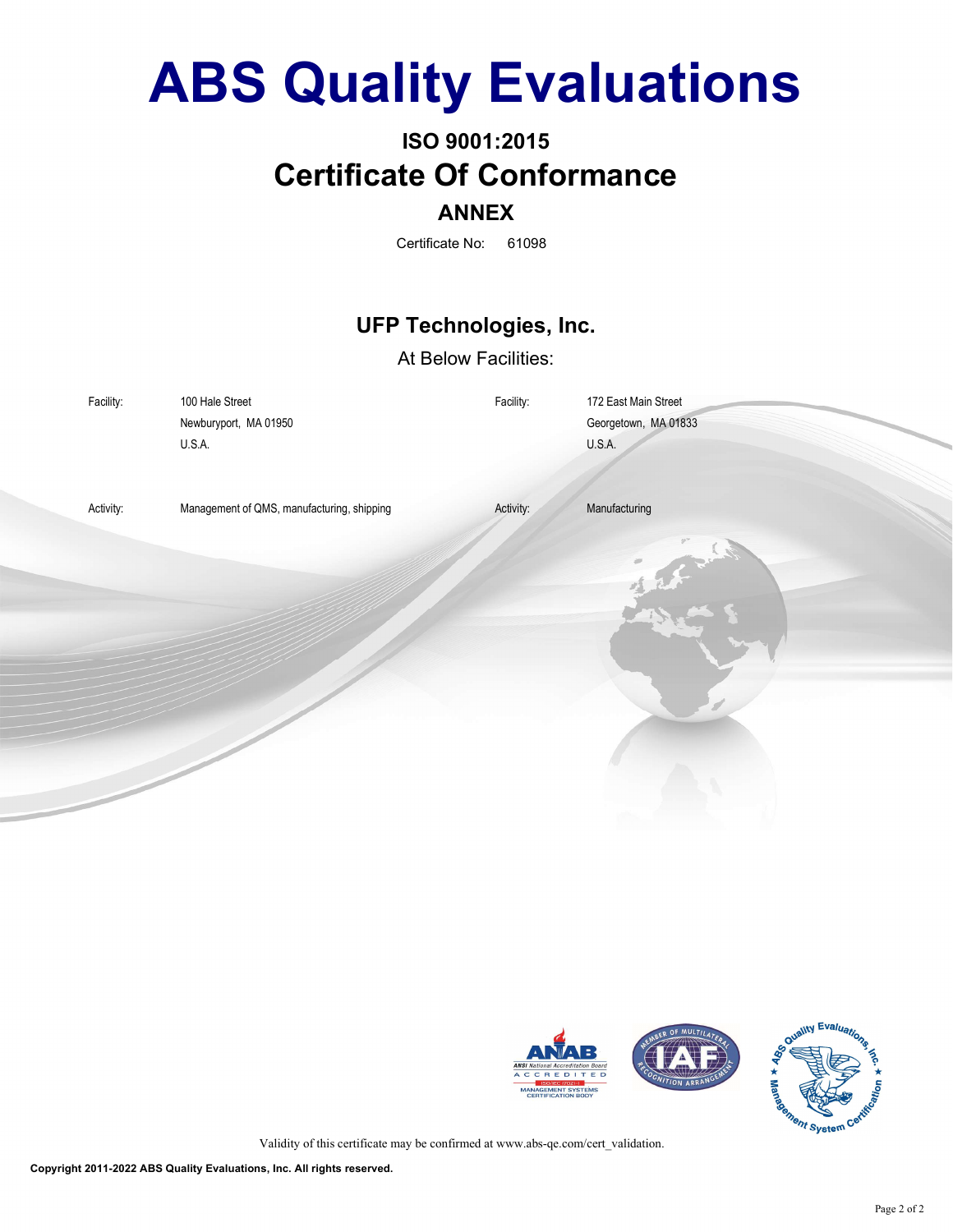# ABS Quality Evaluations

## ISO 9001:2015

## Certificate Of Conformance

### ANNEX

Certificate No: 61098

### UFP Technologies, Inc.

At Below Facilities:

| | | | |
|---|---|---|---|
| Facility: | 100 Hale Street<br>Newburyport, MA 01950<br>U.S.A. | Facility: | 172 East Main Street<br>Georgetown, MA 01833<br>U.S.A. |
| Activity: | Management of QMS, manufacturing, shipping | Activity: | Manufacturing |

Validity of this certificate may be confirmed at www.abs-qe.com/cert_validation.

**Copyright 2011-2022 ABS Quality Evaluations, Inc. All rights reserved.**